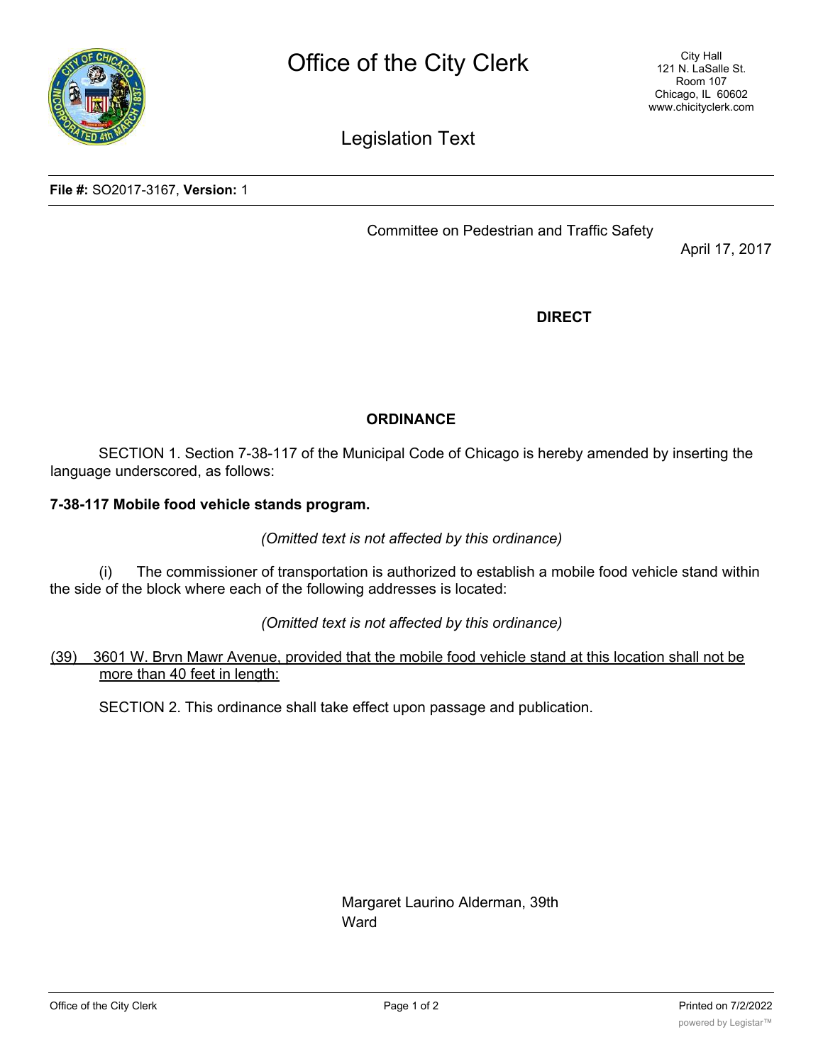# Office of the City Clerk

City Hall
121 N. LaSalle St.
Room 107
Chicago, IL 60602
www.chicityclerk.com

## Legislation Text

**File #:** SO2017-3167, **Version:** 1

Committee on Pedestrian and Traffic Safety

April 17, 2017

**DIRECT**

**ORDINANCE**

SECTION 1. Section 7-38-117 of the Municipal Code of Chicago is hereby amended by inserting the language underscored, as follows:

**7-38-117 Mobile food vehicle stands program.**

*(Omitted text is not affected by this ordinance)*

(i) The commissioner of transportation is authorized to establish a mobile food vehicle stand within the side of the block where each of the following addresses is located:

*(Omitted text is not affected by this ordinance)*

<u>(39) 3601 W. Brvn Mawr Avenue, provided that the mobile food vehicle stand at this location shall not be more than 40 feet in length:</u>

SECTION 2. This ordinance shall take effect upon passage and publication.

Margaret Laurino Alderman, 39th Ward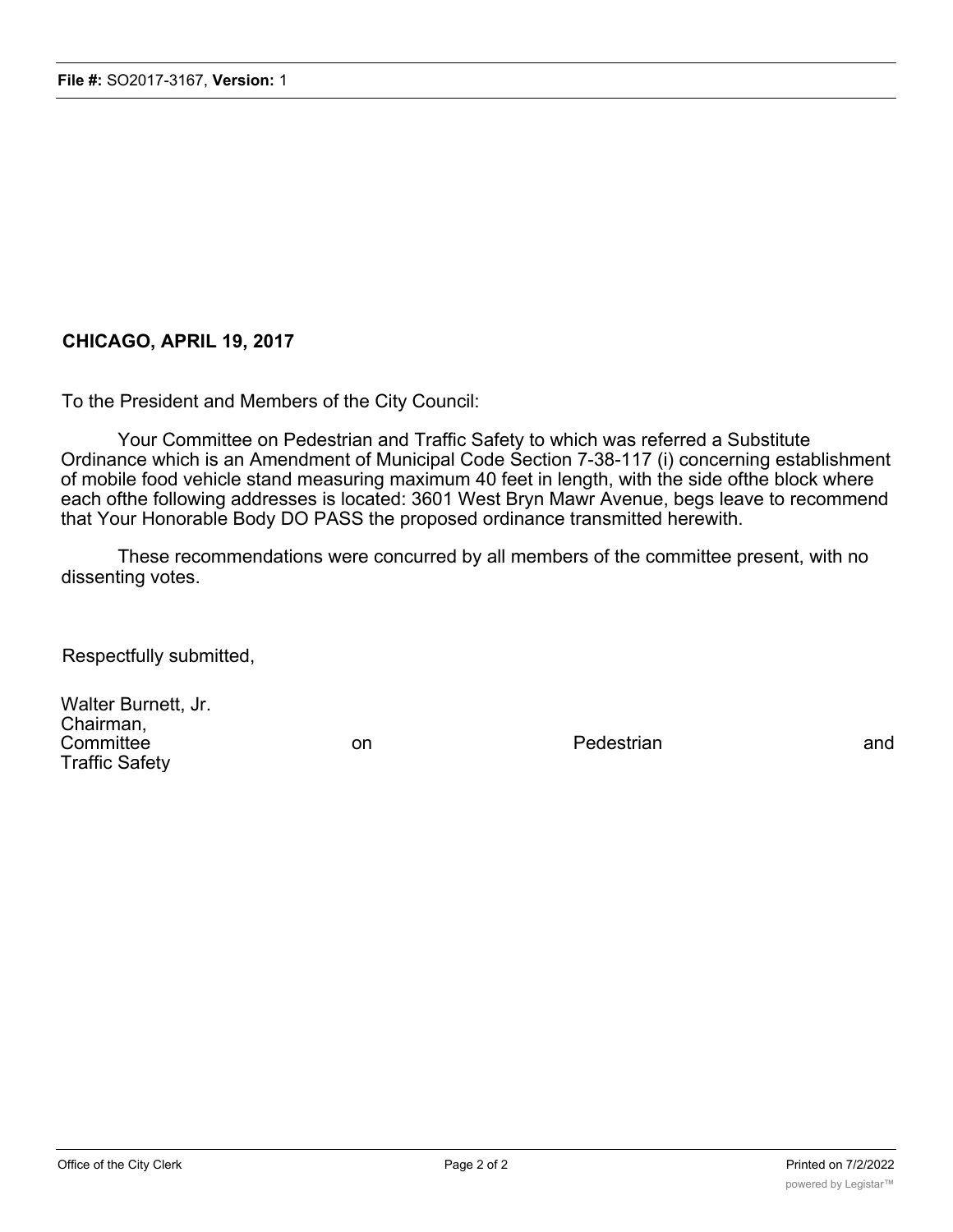**CHICAGO, APRIL 19, 2017**

To the President and Members of the City Council:

Your Committee on Pedestrian and Traffic Safety to which was referred a Substitute Ordinance which is an Amendment of Municipal Code Section 7-38-117 (i) concerning establishment of mobile food vehicle stand measuring maximum 40 feet in length, with the side ofthe block where each ofthe following addresses is located: 3601 West Bryn Mawr Avenue, begs leave to recommend that Your Honorable Body DO PASS the proposed ordinance transmitted herewith.

These recommendations were concurred by all members of the committee present, with no dissenting votes.

Respectfully submitted,

Walter Burnett, Jr.
Chairman,
Committee on Pedestrian and Traffic Safety